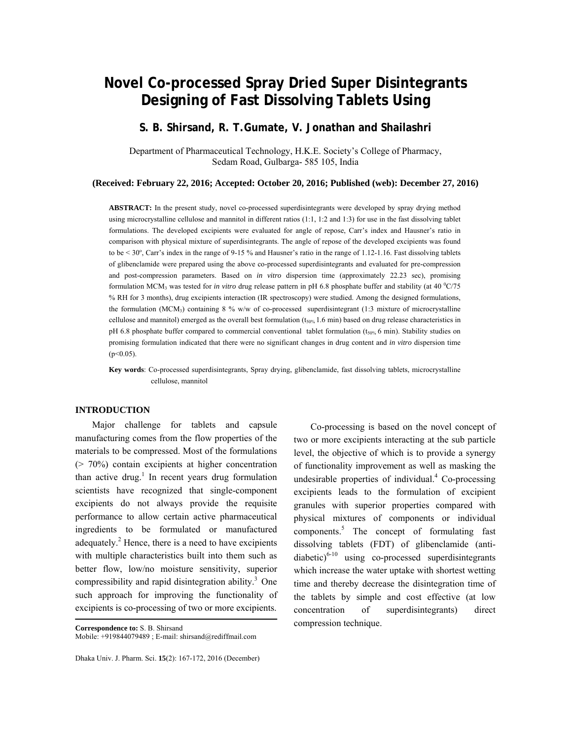# Novel Co-processed Spray Dried Super Disintegrants Designing of Fast Dissolving Tablets Using

**S. B. Shirsand, R. T.Gumate, V. Jonathan and Shailashri**

Department of Pharmaceutical Technology, H.K.E. Society's College of Pharmacy, Sedam Road, Gulbarga- 585 105, India

**(Received: February 22, 2016; Accepted: October 20, 2016; Published (web): December 27, 2016)**

**ABSTRACT:** In the present study, novel co-processed superdisintegrants were developed by spray drying method using microcrystalline cellulose and mannitol in different ratios (1:1, 1:2 and 1:3) for use in the fast dissolving tablet formulations. The developed excipients were evaluated for angle of repose, Carr's index and Hausner's ratio in comparison with physical mixture of superdisintegrants. The angle of repose of the developed excipients was found to be < 30°, Carr's index in the range of 9-15 % and Hausner's ratio in the range of 1.12-1.16. Fast dissolving tablets of glibenclamide were prepared using the above co-processed superdisintegrants and evaluated for pre-compression and post-compression parameters. Based on *in vitro* dispersion time (approximately 22.23 sec), promising formulation $MCM_3$ was tested for *in vitro* drug release pattern in pH 6.8 phosphate buffer and stability (at 40 $^0$C/75 % RH for 3 months), drug excipients interaction (IR spectroscopy) were studied. Among the designed formulations, the formulation ($MCM_3$) containing 8 % w/w of co-processed superdisintegrant (1:3 mixture of microcrystalline cellulose and mannitol) emerged as the overall best formulation ($t_{50\%}$ 1.6 min) based on drug release characteristics in pH 6.8 phosphate buffer compared to commercial conventional tablet formulation ($t_{50\%}$ 6 min). Stability studies on promising formulation indicated that there were no significant changes in drug content and *in vitro* dispersion time ($p<0.05$).

**Key words**: Co-processed superdisintegrants, Spray drying, glibenclamide, fast dissolving tablets, microcrystalline cellulose, mannitol

## INTRODUCTION

Major challenge for tablets and capsule manufacturing comes from the flow properties of the materials to be compressed. Most of the formulations (> 70%) contain excipients at higher concentration than active drug.[1] In recent years drug formulation scientists have recognized that single-component excipients do not always provide the requisite performance to allow certain active pharmaceutical ingredients to be formulated or manufactured adequately.[2] Hence, there is a need to have excipients with multiple characteristics built into them such as better flow, low/no moisture sensitivity, superior compressibility and rapid disintegration ability.[3] One such approach for improving the functionality of excipients is co-processing of two or more excipients.

Co-processing is based on the novel concept of two or more excipients interacting at the sub particle level, the objective of which is to provide a synergy of functionality improvement as well as masking the undesirable properties of individual.[4] Co-processing excipients leads to the formulation of excipient granules with superior properties compared with physical mixtures of components or individual components.[5] The concept of formulating fast dissolving tablets (FDT) of glibenclamide (anti-diabetic)[6-10] using co-processed superdisintegrants which increase the water uptake with shortest wetting time and thereby decrease the disintegration time of the tablets by simple and cost effective (at low concentration of superdisintegrants) direct compression technique.

**Correspondence to:** S. B. Shirsand
Mobile: +919844079489 ; E-mail: shirsand@rediffmail.com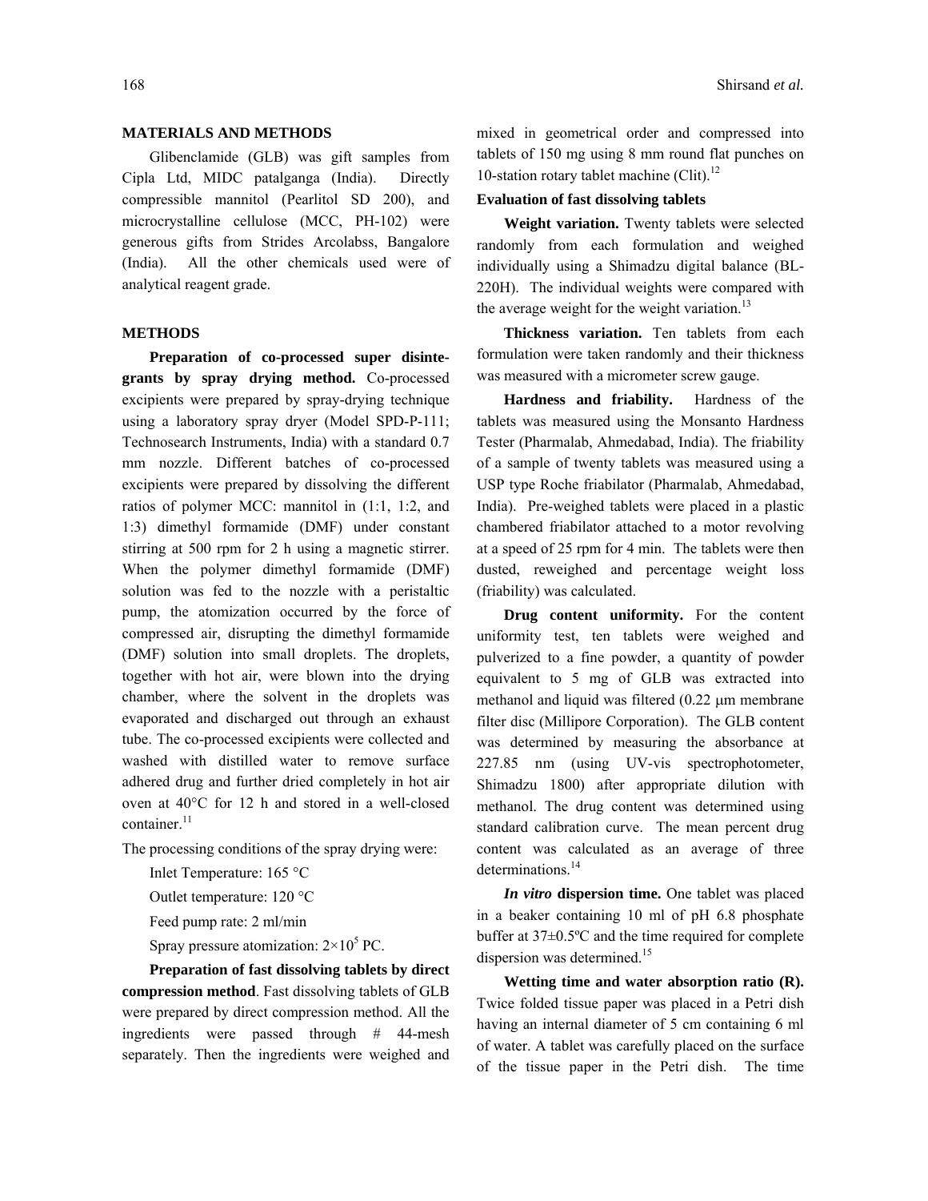## MATERIALS AND METHODS

Glibenclamide (GLB) was gift samples from Cipla Ltd, MIDC patalganga (India). Directly compressible mannitol (Pearlitol SD 200), and microcrystalline cellulose (MCC, PH-102) were generous gifts from Strides Arcolabss, Bangalore (India). All the other chemicals used were of analytical reagent grade.

## METHODS

**Preparation of co-processed super disintegrants by spray drying method.** Co-processed excipients were prepared by spray-drying technique using a laboratory spray dryer (Model SPD-P-111; Technosearch Instruments, India) with a standard 0.7 mm nozzle. Different batches of co-processed excipients were prepared by dissolving the different ratios of polymer MCC: mannitol in (1:1, 1:2, and 1:3) dimethyl formamide (DMF) under constant stirring at 500 rpm for 2 h using a magnetic stirrer. When the polymer dimethyl formamide (DMF) solution was fed to the nozzle with a peristaltic pump, the atomization occurred by the force of compressed air, disrupting the dimethyl formamide (DMF) solution into small droplets. The droplets, together with hot air, were blown into the drying chamber, where the solvent in the droplets was evaporated and discharged out through an exhaust tube. The co-processed excipients were collected and washed with distilled water to remove surface adhered drug and further dried completely in hot air oven at 40°C for 12 h and stored in a well-closed container.[11]

The processing conditions of the spray drying were:

Inlet Temperature: 165 °C

Outlet temperature: 120 °C

Feed pump rate: 2 ml/min

Spray pressure atomization: $2×10^5$ PC.

**Preparation of fast dissolving tablets by direct compression method**. Fast dissolving tablets of GLB were prepared by direct compression method. All the ingredients were passed through # 44-mesh separately. Then the ingredients were weighed and mixed in geometrical order and compressed into tablets of 150 mg using 8 mm round flat punches on 10-station rotary tablet machine (Clit).[12]

**Evaluation of fast dissolving tablets**

**Weight variation.** Twenty tablets were selected randomly from each formulation and weighed individually using a Shimadzu digital balance (BL-220H). The individual weights were compared with the average weight for the weight variation.[13]

**Thickness variation.** Ten tablets from each formulation were taken randomly and their thickness was measured with a micrometer screw gauge.

**Hardness and friability.** Hardness of the tablets was measured using the Monsanto Hardness Tester (Pharmalab, Ahmedabad, India). The friability of a sample of twenty tablets was measured using a USP type Roche friabilator (Pharmalab, Ahmedabad, India). Pre-weighed tablets were placed in a plastic chambered friabilator attached to a motor revolving at a speed of 25 rpm for 4 min. The tablets were then dusted, reweighed and percentage weight loss (friability) was calculated.

**Drug content uniformity.** For the content uniformity test, ten tablets were weighed and pulverized to a fine powder, a quantity of powder equivalent to 5 mg of GLB was extracted into methanol and liquid was filtered (0.22 μm membrane filter disc (Millipore Corporation). The GLB content was determined by measuring the absorbance at 227.85 nm (using UV-vis spectrophotometer, Shimadzu 1800) after appropriate dilution with methanol. The drug content was determined using standard calibration curve. The mean percent drug content was calculated as an average of three determinations.[14]

***In vitro* dispersion time.** One tablet was placed in a beaker containing 10 ml of pH 6.8 phosphate buffer at 37±0.5ºC and the time required for complete dispersion was determined.[15]

**Wetting time and water absorption ratio (R).** Twice folded tissue paper was placed in a Petri dish having an internal diameter of 5 cm containing 6 ml of water. A tablet was carefully placed on the surface of the tissue paper in the Petri dish. The time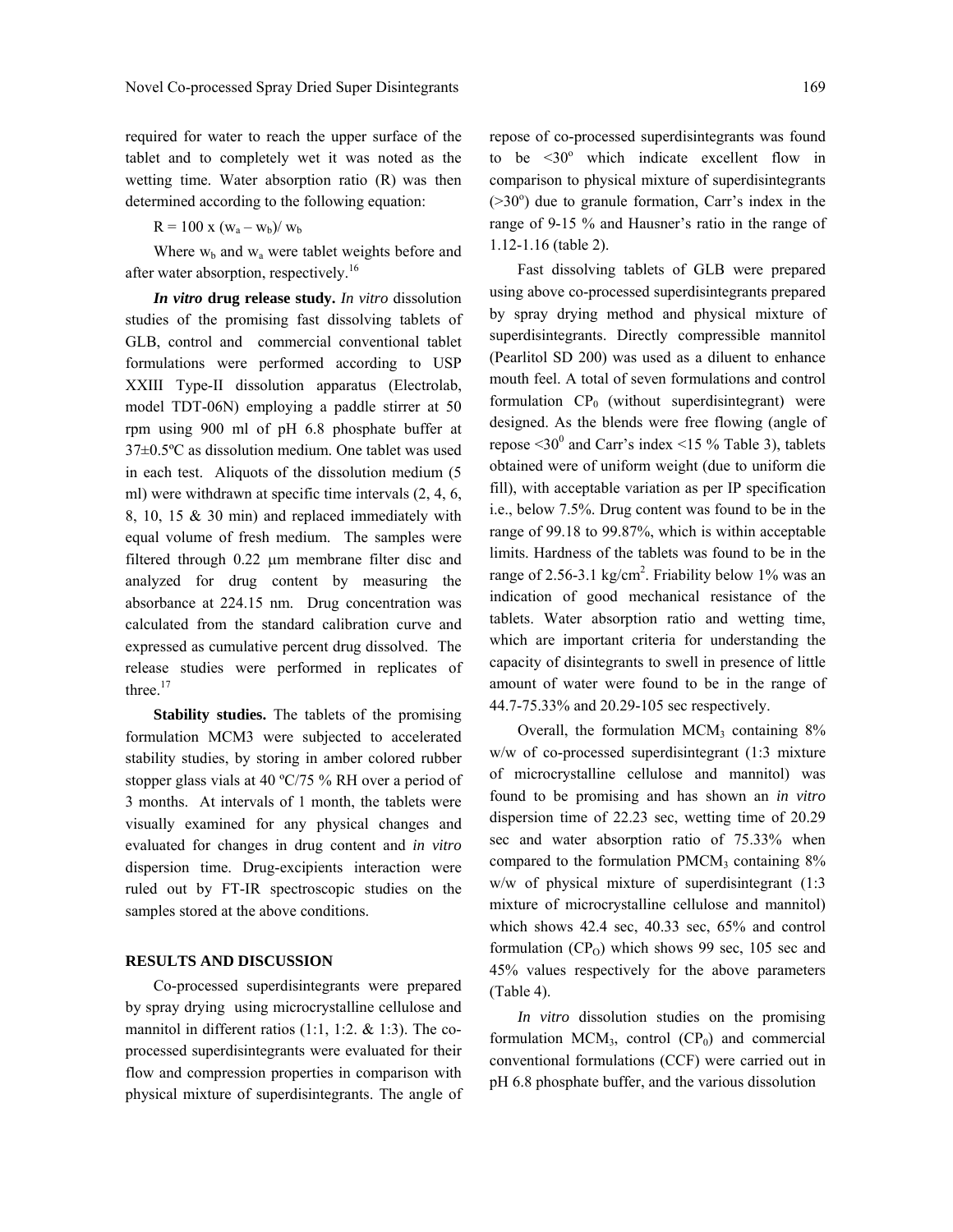required for water to reach the upper surface of the tablet and to completely wet it was noted as the wetting time. Water absorption ratio (R) was then determined according to the following equation:

$$R = 100 \times (w_a - w_b)/ w_b$$

Where $w_b$ and $w_a$ were tablet weights before and after water absorption, respectively.[16]

***In vitro* drug release study.** *In vitro* dissolution studies of the promising fast dissolving tablets of GLB, control and commercial conventional tablet formulations were performed according to USP XXIII Type-II dissolution apparatus (Electrolab, model TDT-06N) employing a paddle stirrer at 50 rpm using 900 ml of pH 6.8 phosphate buffer at 37±0.5ºC as dissolution medium. One tablet was used in each test. Aliquots of the dissolution medium (5 ml) were withdrawn at specific time intervals (2, 4, 6, 8, 10, 15 & 30 min) and replaced immediately with equal volume of fresh medium. The samples were filtered through 0.22 μm membrane filter disc and analyzed for drug content by measuring the absorbance at 224.15 nm. Drug concentration was calculated from the standard calibration curve and expressed as cumulative percent drug dissolved. The release studies were performed in replicates of three.[17]

**Stability studies.** The tablets of the promising formulation MCM3 were subjected to accelerated stability studies, by storing in amber colored rubber stopper glass vials at 40 ºC/75 % RH over a period of 3 months. At intervals of 1 month, the tablets were visually examined for any physical changes and evaluated for changes in drug content and *in vitro* dispersion time. Drug-excipients interaction were ruled out by FT-IR spectroscopic studies on the samples stored at the above conditions.

## RESULTS AND DISCUSSION

Co-processed superdisintegrants were prepared by spray drying using microcrystalline cellulose and mannitol in different ratios (1:1, 1:2. & 1:3). The co-processed superdisintegrants were evaluated for their flow and compression properties in comparison with physical mixture of superdisintegrants. The angle of repose of co-processed superdisintegrants was found to be <30º which indicate excellent flow in comparison to physical mixture of superdisintegrants (>30º) due to granule formation, Carr's index in the range of 9-15 % and Hausner's ratio in the range of 1.12-1.16 (table 2).

Fast dissolving tablets of GLB were prepared using above co-processed superdisintegrants prepared by spray drying method and physical mixture of superdisintegrants. Directly compressible mannitol (Pearlitol SD 200) was used as a diluent to enhance mouth feel. A total of seven formulations and control formulation $CP_0$ (without superdisintegrant) were designed. As the blends were free flowing (angle of repose <30$^0$ and Carr's index <15 % Table 3), tablets obtained were of uniform weight (due to uniform die fill), with acceptable variation as per IP specification i.e., below 7.5%. Drug content was found to be in the range of 99.18 to 99.87%, which is within acceptable limits. Hardness of the tablets was found to be in the range of 2.56-3.1 kg/cm$^2$. Friability below 1% was an indication of good mechanical resistance of the tablets. Water absorption ratio and wetting time, which are important criteria for understanding the capacity of disintegrants to swell in presence of little amount of water were found to be in the range of 44.7-75.33% and 20.29-105 sec respectively.

Overall, the formulation $MCM_3$ containing 8% w/w of co-processed superdisintegrant (1:3 mixture of microcrystalline cellulose and mannitol) was found to be promising and has shown an *in vitro* dispersion time of 22.23 sec, wetting time of 20.29 sec and water absorption ratio of 75.33% when compared to the formulation $PMCM_3$ containing 8% w/w of physical mixture of superdisintegrant (1:3 mixture of microcrystalline cellulose and mannitol) which shows 42.4 sec, 40.33 sec, 65% and control formulation ($CP_O$) which shows 99 sec, 105 sec and 45% values respectively for the above parameters (Table 4).

*In vitro* dissolution studies on the promising formulation $MCM_3$, control ($CP_0$) and commercial conventional formulations (CCF) were carried out in pH 6.8 phosphate buffer, and the various dissolution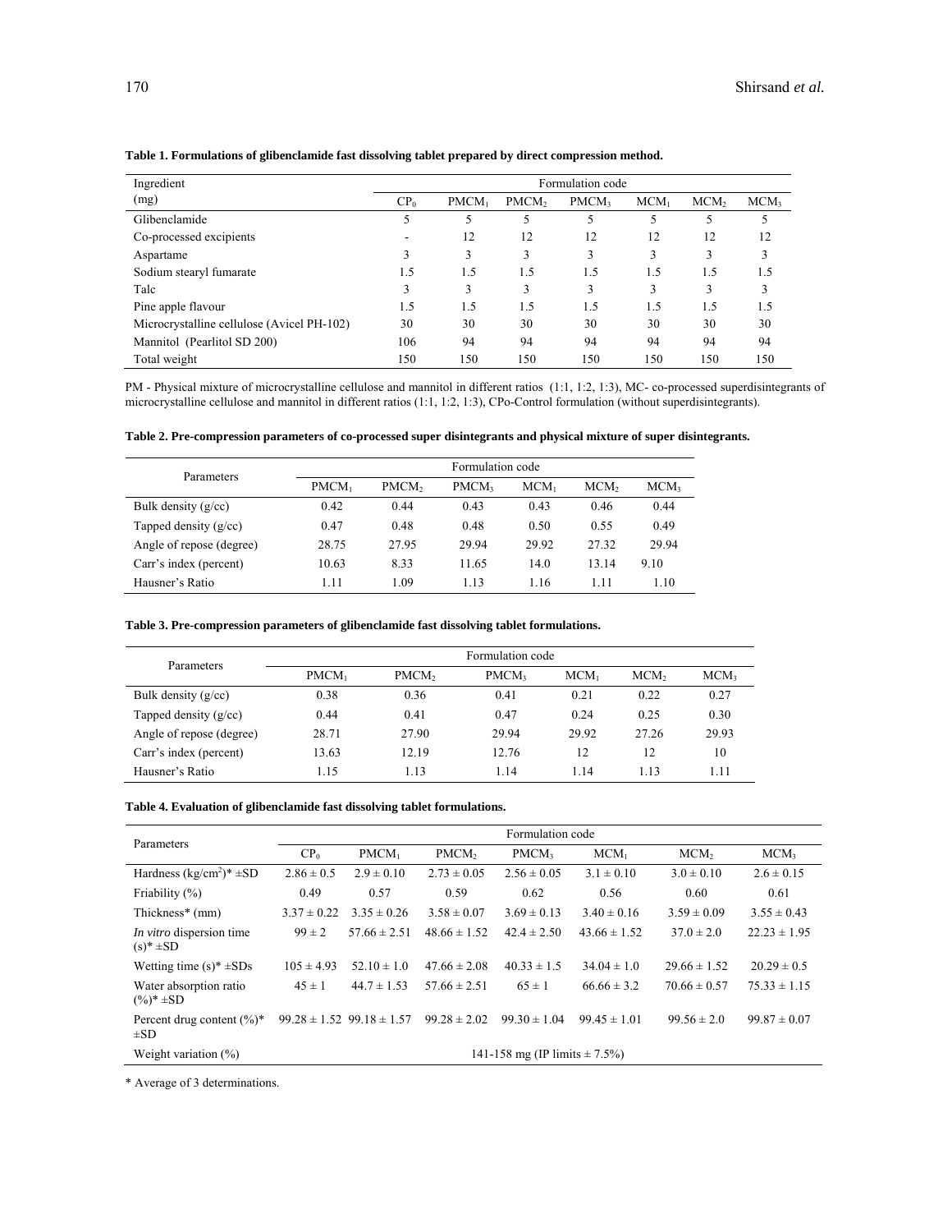**Table 1. Formulations of glibenclamide fast dissolving tablet prepared by direct compression method.**

| Ingredient (mg) | Formulation code | | | | | | |
|---|---|---|---|---|---|---|---|
| | $CP_0$ | $PMCM_1$ | $PMCM_2$ | $PMCM_3$ | $MCM_1$ | $MCM_2$ | $MCM_3$ |
| Glibenclamide | 5 | 5 | 5 | 5 | 5 | 5 | 5 |
| Co-processed excipients | - | 12 | 12 | 12 | 12 | 12 | 12 |
| Aspartame | 3 | 3 | 3 | 3 | 3 | 3 | 3 |
| Sodium stearyl fumarate | 1.5 | 1.5 | 1.5 | 1.5 | 1.5 | 1.5 | 1.5 |
| Talc | 3 | 3 | 3 | 3 | 3 | 3 | 3 |
| Pine apple flavour | 1.5 | 1.5 | 1.5 | 1.5 | 1.5 | 1.5 | 1.5 |
| Microcrystalline cellulose (Avicel PH-102) | 30 | 30 | 30 | 30 | 30 | 30 | 30 |
| Mannitol (Pearlitol SD 200) | 106 | 94 | 94 | 94 | 94 | 94 | 94 |
| Total weight | 150 | 150 | 150 | 150 | 150 | 150 | 150 |

PM - Physical mixture of microcrystalline cellulose and mannitol in different ratios (1:1, 1:2, 1:3), MC- co-processed superdisintegrants of microcrystalline cellulose and mannitol in different ratios (1:1, 1:2, 1:3), CPo-Control formulation (without superdisintegrants).

**Table 2. Pre-compression parameters of co-processed super disintegrants and physical mixture of super disintegrants.**

| Parameters | Formulation code | | | | | |
|---|---|---|---|---|---|---|
| | $PMCM_1$ | $PMCM_2$ | $PMCM_3$ | $MCM_1$ | $MCM_2$ | $MCM_3$ |
| Bulk density (g/cc) | 0.42 | 0.44 | 0.43 | 0.43 | 0.46 | 0.44 |
| Tapped density (g/cc) | 0.47 | 0.48 | 0.48 | 0.50 | 0.55 | 0.49 |
| Angle of repose (degree) | 28.75 | 27.95 | 29.94 | 29.92 | 27.32 | 29.94 |
| Carr's index (percent) | 10.63 | 8.33 | 11.65 | 14.0 | 13.14 | 9.10 |
| Hausner's Ratio | 1.11 | 1.09 | 1.13 | 1.16 | 1.11 | 1.10 |

**Table 3. Pre-compression parameters of glibenclamide fast dissolving tablet formulations.**

| Parameters | Formulation code | | | | | |
|---|---|---|---|---|---|---|
| | $PMCM_1$ | $PMCM_2$ | $PMCM_3$ | $MCM_1$ | $MCM_2$ | $MCM_3$ |
| Bulk density (g/cc) | 0.38 | 0.36 | 0.41 | 0.21 | 0.22 | 0.27 |
| Tapped density (g/cc) | 0.44 | 0.41 | 0.47 | 0.24 | 0.25 | 0.30 |
| Angle of repose (degree) | 28.71 | 27.90 | 29.94 | 29.92 | 27.26 | 29.93 |
| Carr's index (percent) | 13.63 | 12.19 | 12.76 | 12 | 12 | 10 |
| Hausner's Ratio | 1.15 | 1.13 | 1.14 | 1.14 | 1.13 | 1.11 |

**Table 4. Evaluation of glibenclamide fast dissolving tablet formulations.**

| Parameters | Formulation code | | | | | | |
|---|---|---|---|---|---|---|---|
| | $CP_0$ | $PMCM_1$ | $PMCM_2$ | $PMCM_3$ | $MCM_1$ | $MCM_2$ | $MCM_3$ |
| Hardness ($kg/cm^2$)* ±SD | 2.86 ± 0.5 | 2.9 ± 0.10 | 2.73 ± 0.05 | 2.56 ± 0.05 | 3.1 ± 0.10 | 3.0 ± 0.10 | 2.6 ± 0.15 |
| Friability (%) | 0.49 | 0.57 | 0.59 | 0.62 | 0.56 | 0.60 | 0.61 |
| Thickness* (mm) | 3.37 ± 0.22 | 3.35 ± 0.26 | 3.58 ± 0.07 | 3.69 ± 0.13 | 3.40 ± 0.16 | 3.59 ± 0.09 | 3.55 ± 0.43 |
| *In vitro* dispersion time (s)* ±SD | 99 ± 2 | 57.66 ± 2.51 | 48.66 ± 1.52 | 42.4 ± 2.50 | 43.66 ± 1.52 | 37.0 ± 2.0 | 22.23 ± 1.95 |
| Wetting time (s)* ±SDs | 105 ± 4.93 | 52.10 ± 1.0 | 47.66 ± 2.08 | 40.33 ± 1.5 | 34.04 ± 1.0 | 29.66 ± 1.52 | 20.29 ± 0.5 |
| Water absorption ratio (%)* ±SD | 45 ± 1 | 44.7 ± 1.53 | 57.66 ± 2.51 | 65 ± 1 | 66.66 ± 3.2 | 70.66 ± 0.57 | 75.33 ± 1.15 |
| Percent drug content (%)* ±SD | 99.28 ± 1.52 | 99.18 ± 1.57 | 99.28 ± 2.02 | 99.30 ± 1.04 | 99.45 ± 1.01 | 99.56 ± 2.0 | 99.87 ± 0.07 |
| Weight variation (%) | 141-158 mg (IP limits ± 7.5%) | | | | | | |

\* Average of 3 determinations.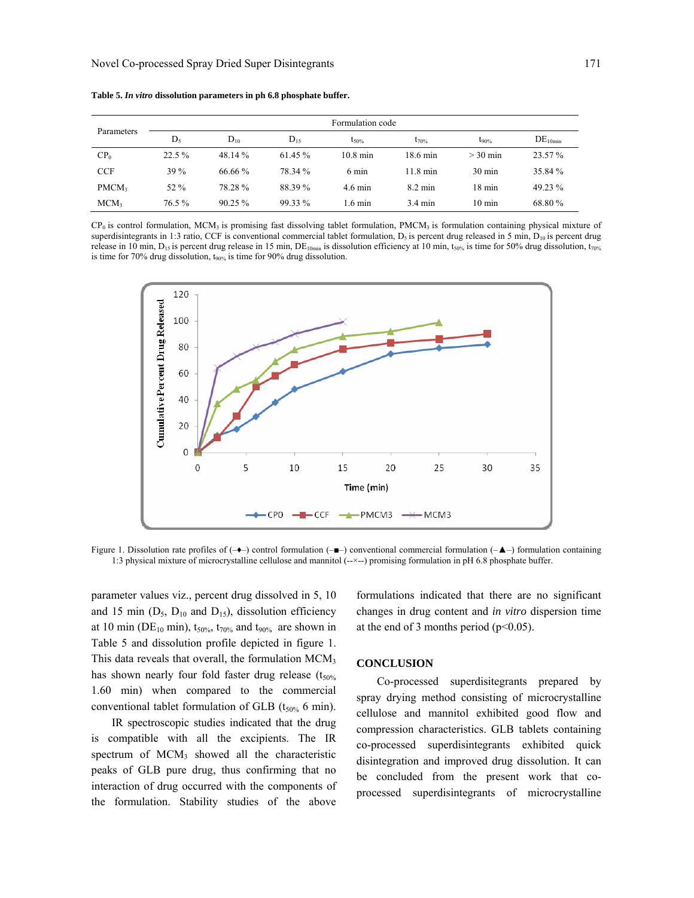**Table 5.** ***In vitro*** **dissolution parameters in ph 6.8 phosphate buffer.**

| Parameters | Formulation code | | | | | | |
|---|---|---|---|---|---|---|---|
| | $D_5$ | $D_{10}$ | $D_{15}$ | $t_{50\%}$ | $t_{70\%}$ | $t_{90\%}$ | $DE_{10min}$ |
| $CP_0$ | 22.5 % | 48.14 % | 61.45 % | 10.8 min | 18.6 min | > 30 min | 23.57 % |
| CCF | 39 % | 66.66 % | 78.34 % | 6 min | 11.8 min | 30 min | 35.84 % |
| $PMCM_3$ | 52 % | 78.28 % | 88.39 % | 4.6 min | 8.2 min | 18 min | 49.23 % |
| $MCM_3$ | 76.5 % | 90.25 % | 99.33 % | 1.6 min | 3.4 min | 10 min | 68.80 % |

$CP_0$ is control formulation, $MCM_3$ is promising fast dissolving tablet formulation, $PMCM_3$ is formulation containing physical mixture of superdisintegrants in 1:3 ratio, CCF is conventional commercial tablet formulation, $D_5$ is percent drug released in 5 min, $D_{10}$ is percent drug release in 10 min, $D_{15}$ is percent drug release in 15 min, $DE_{10min}$ is dissolution efficiency at 10 min, $t_{50\%}$ is time for 50% drug dissolution, $t_{70\%}$ is time for 70% drug dissolution, $t_{90\%}$ is time for 90% drug dissolution.

Figure 1. Dissolution rate profiles of (–♦–) control formulation (–■–) conventional commercial formulation (–▲–) formulation containing 1:3 physical mixture of microcrystalline cellulose and mannitol (--×--) promising formulation in pH 6.8 phosphate buffer.

parameter values viz., percent drug dissolved in 5, 10 and 15 min ($D_5$, $D_{10}$ and $D_{15}$), dissolution efficiency at 10 min ($DE_{10}$ min), $t_{50\%}$, $t_{70\%}$ and $t_{90\%}$ are shown in Table 5 and dissolution profile depicted in figure 1. This data reveals that overall, the formulation $MCM_3$ has shown nearly four fold faster drug release ($t_{50\%}$ 1.60 min) when compared to the commercial conventional tablet formulation of GLB ($t_{50\%}$ 6 min).

IR spectroscopic studies indicated that the drug is compatible with all the excipients. The IR spectrum of $MCM_3$ showed all the characteristic peaks of GLB pure drug, thus confirming that no interaction of drug occurred with the components of the formulation. Stability studies of the above formulations indicated that there are no significant changes in drug content and *in vitro* dispersion time at the end of 3 months period ($p<0.05$).

## CONCLUSION

Co-processed superdisitegrants prepared by spray drying method consisting of microcrystalline cellulose and mannitol exhibited good flow and compression characteristics. GLB tablets containing co-processed superdisintegrants exhibited quick disintegration and improved drug dissolution. It can be concluded from the present work that co-processed superdisintegrants of microcrystalline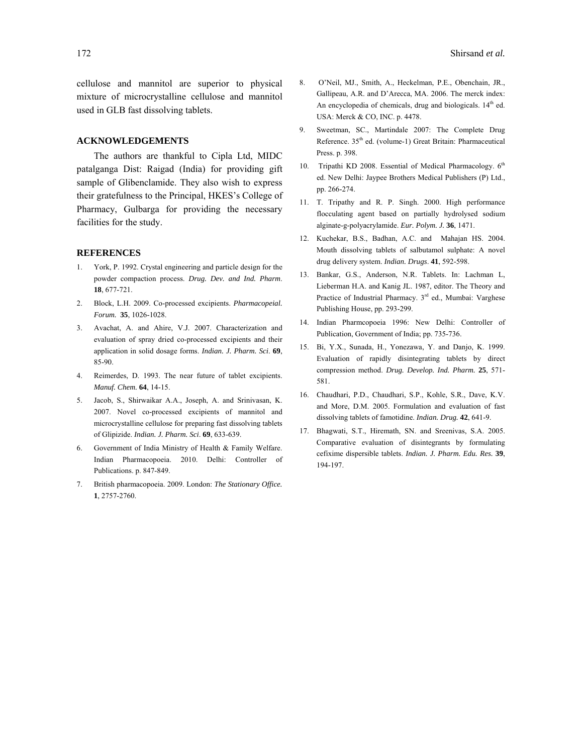cellulose and mannitol are superior to physical mixture of microcrystalline cellulose and mannitol used in GLB fast dissolving tablets.

## ACKNOWLEDGEMENTS

The authors are thankful to Cipla Ltd, MIDC patalganga Dist: Raigad (India) for providing gift sample of Glibenclamide. They also wish to express their gratefulness to the Principal, HKES's College of Pharmacy, Gulbarga for providing the necessary facilities for the study.

## REFERENCES

1. York, P. 1992. Crystal engineering and particle design for the powder compaction process. *Drug. Dev. and Ind. Pharm*. **18**, 677-721.
2. Block, L.H. 2009. Co-processed excipients. *Pharmacopeial. Forum.* **35**, 1026-1028.
3. Avachat, A. and Ahire, V.J. 2007. Characterization and evaluation of spray dried co-processed excipients and their application in solid dosage forms. *Indian. J. Pharm. Sci*. **69**, 85-90.
4. Reimerdes, D. 1993. The near future of tablet excipients. *Manuf. Chem.* **64**, 14-15.
5. Jacob, S., Shirwaikar A.A., Joseph, A. and Srinivasan, K. 2007. Novel co-processed excipients of mannitol and microcrystalline cellulose for preparing fast dissolving tablets of Glipizide. *Indian. J. Pharm. Sci*. **69**, 633-639.
6. Government of India Ministry of Health & Family Welfare. Indian Pharmacopoeia. 2010. Delhi: Controller of Publications. p. 847-849.
7. British pharmacopoeia. 2009. London: *The Stationary Office.* **1**, 2757-2760.
8. O'Neil, MJ., Smith, A., Heckelman, P.E., Obenchain, JR., Gallipeau, A.R. and D'Arecca, MA. 2006. The merck index: An encyclopedia of chemicals, drug and biologicals. 14th ed. USA: Merck & CO, INC. p. 4478.
9. Sweetman, SC., Martindale 2007: The Complete Drug Reference. 35th ed. (volume-1) Great Britain: Pharmaceutical Press. p. 398.
10. Tripathi KD 2008. Essential of Medical Pharmacology. 6th ed. New Delhi: Jaypee Brothers Medical Publishers (P) Ltd., pp. 266-274.
11. T. Tripathy and R. P. Singh. 2000. High performance flocculating agent based on partially hydrolysed sodium alginate-g-polyacrylamide. *Eur. Polym. J.* **36**, 1471.
12. Kuchekar, B.S., Badhan, A.C. and Mahajan HS. 2004. Mouth dissolving tablets of salbutamol sulphate: A novel drug delivery system. *Indian. Drugs*. **41**, 592-598.
13. Bankar, G.S., Anderson, N.R. Tablets. In: Lachman L, Lieberman H.A. and Kanig JL. 1987, editor. The Theory and Practice of Industrial Pharmacy. 3rd ed., Mumbai: Varghese Publishing House, pp. 293-299.
14. Indian Pharmcopoeia 1996: New Delhi: Controller of Publication, Government of India; pp. 735-736.
15. Bi, Y.X., Sunada, H., Yonezawa, Y. and Danjo, K. 1999. Evaluation of rapidly disintegrating tablets by direct compression method. *Drug. Develop. Ind. Pharm.* **25**, 571-581.
16. Chaudhari, P.D., Chaudhari, S.P., Kohle, S.R., Dave, K.V. and More, D.M. 2005. Formulation and evaluation of fast dissolving tablets of famotidine. *Indian. Drug.* **42**, 641-9.
17. Bhagwati, S.T., Hiremath, SN. and Sreenivas, S.A. 2005. Comparative evaluation of disintegrants by formulating cefixime dispersible tablets. *Indian. J. Pharm. Edu. Res.* **39**, 194-197.